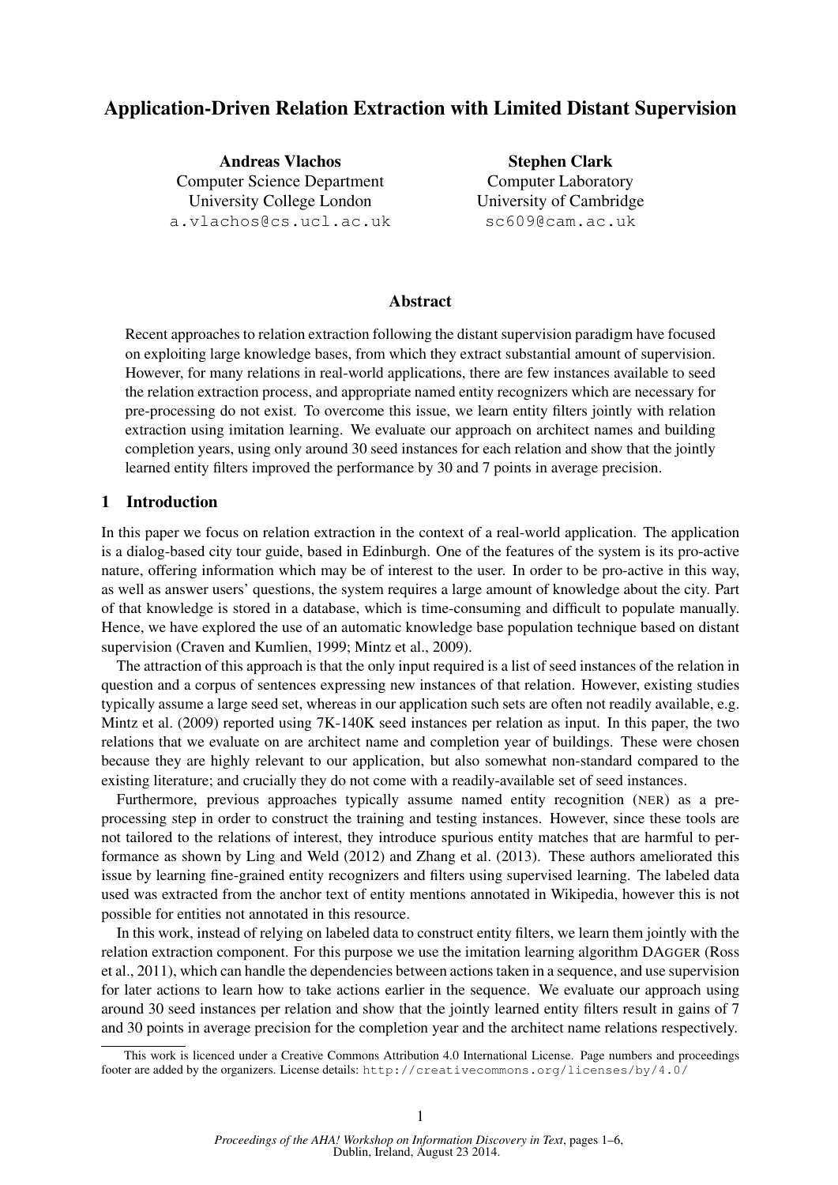# Application-Driven Relation Extraction with Limited Distant Supervision

**Andreas Vlachos**
Computer Science Department
University College London
a.vlachos@cs.ucl.ac.uk

**Stephen Clark**
Computer Laboratory
University of Cambridge
sc609@cam.ac.uk

## Abstract

Recent approaches to relation extraction following the distant supervision paradigm have focused on exploiting large knowledge bases, from which they extract substantial amount of supervision. However, for many relations in real-world applications, there are few instances available to seed the relation extraction process, and appropriate named entity recognizers which are necessary for pre-processing do not exist. To overcome this issue, we learn entity filters jointly with relation extraction using imitation learning. We evaluate our approach on architect names and building completion years, using only around 30 seed instances for each relation and show that the jointly learned entity filters improved the performance by 30 and 7 points in average precision.

## 1 Introduction

In this paper we focus on relation extraction in the context of a real-world application. The application is a dialog-based city tour guide, based in Edinburgh. One of the features of the system is its pro-active nature, offering information which may be of interest to the user. In order to be pro-active in this way, as well as answer users' questions, the system requires a large amount of knowledge about the city. Part of that knowledge is stored in a database, which is time-consuming and difficult to populate manually. Hence, we have explored the use of an automatic knowledge base population technique based on distant supervision (Craven and Kumlien, 1999; Mintz et al., 2009).

The attraction of this approach is that the only input required is a list of seed instances of the relation in question and a corpus of sentences expressing new instances of that relation. However, existing studies typically assume a large seed set, whereas in our application such sets are often not readily available, e.g. Mintz et al. (2009) reported using 7K-140K seed instances per relation as input. In this paper, the two relations that we evaluate on are architect name and completion year of buildings. These were chosen because they are highly relevant to our application, but also somewhat non-standard compared to the existing literature; and crucially they do not come with a readily-available set of seed instances.

Furthermore, previous approaches typically assume named entity recognition (NER) as a pre-processing step in order to construct the training and testing instances. However, since these tools are not tailored to the relations of interest, they introduce spurious entity matches that are harmful to performance as shown by Ling and Weld (2012) and Zhang et al. (2013). These authors ameliorated this issue by learning fine-grained entity recognizers and filters using supervised learning. The labeled data used was extracted from the anchor text of entity mentions annotated in Wikipedia, however this is not possible for entities not annotated in this resource.

In this work, instead of relying on labeled data to construct entity filters, we learn them jointly with the relation extraction component. For this purpose we use the imitation learning algorithm DAGGER (Ross et al., 2011), which can handle the dependencies between actions taken in a sequence, and use supervision for later actions to learn how to take actions earlier in the sequence. We evaluate our approach using around 30 seed instances per relation and show that the jointly learned entity filters result in gains of 7 and 30 points in average precision for the completion year and the architect name relations respectively.

This work is licenced under a Creative Commons Attribution 4.0 International License. Page numbers and proceedings footer are added by the organizers. License details: http://creativecommons.org/licenses/by/4.0/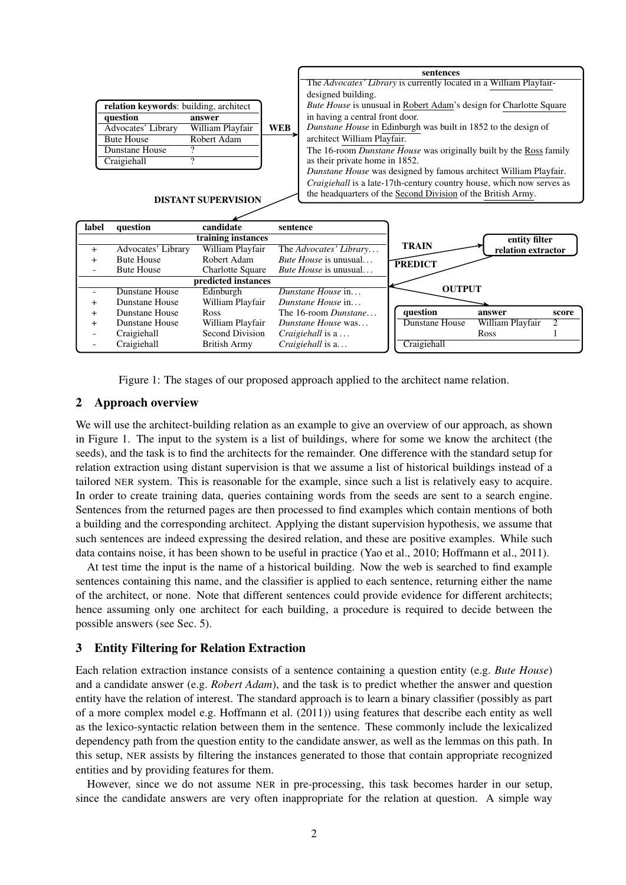**relation keywords**: building, architect

| question | answer |
|---|---|
| Advocates' Library | William Playfair |
| Bute House | Robert Adam |
| Dunstane House | ? |
| Craigiehall | ? |

**WEB**

**sentences**

The *Advocates' Library* is currently located in a William Playfair-designed building.
*Bute House* is unusual in Robert Adam's design for Charlotte Square in having a central front door.
*Dunstane House* in Edinburgh was built in 1852 to the design of architect William Playfair.
The 16-room *Dunstane House* was originally built by the Ross family as their private home in 1852.
*Dunstane House* was designed by famous architect William Playfair.
*Craigiehall* is a late-17th-century country house, which now serves as the headquarters of the Second Division of the British Army.

**DISTANT SUPERVISION**

| label | question | candidate | sentence |
|---|---|---|---|
| | | **training instances** | |
| + | Advocates' Library | William Playfair | The *Advocates' Library*... |
| + | Bute House | Robert Adam | *Bute House* is unusual... |
| - | Bute House | Charlotte Square | *Bute House* is unusual... |
| | | **predicted instances** | |
| - | Dunstane House | Edinburgh | *Dunstane House* in... |
| + | Dunstane House | William Playfair | *Dunstane House* in... |
| + | Dunstane House | Ross | The 16-room *Dunstane*... |
| + | Dunstane House | William Playfair | *Dunstane House* was... |
| - | Craigiehall | Second Division | *Craigiehall* is a ... |
| - | Craigiehall | British Army | *Craigiehall* is a... |

**TRAIN** / **PREDICT** — **entity filter relation extractor**

**OUTPUT**

| question | answer | score |
|---|---|---|
| Dunstane House | William Playfair | 2 |
| | Ross | 1 |
| Craigiehall | | |

Figure 1: The stages of our proposed approach applied to the architect name relation.

## 2 Approach overview

We will use the architect-building relation as an example to give an overview of our approach, as shown in Figure 1. The input to the system is a list of buildings, where for some we know the architect (the seeds), and the task is to find the architects for the remainder. One difference with the standard setup for relation extraction using distant supervision is that we assume a list of historical buildings instead of a tailored NER system. This is reasonable for the example, since such a list is relatively easy to acquire. In order to create training data, queries containing words from the seeds are sent to a search engine. Sentences from the returned pages are then processed to find examples which contain mentions of both a building and the corresponding architect. Applying the distant supervision hypothesis, we assume that such sentences are indeed expressing the desired relation, and these are positive examples. While such data contains noise, it has been shown to be useful in practice (Yao et al., 2010; Hoffmann et al., 2011).

At test time the input is the name of a historical building. Now the web is searched to find example sentences containing this name, and the classifier is applied to each sentence, returning either the name of the architect, or none. Note that different sentences could provide evidence for different architects; hence assuming only one architect for each building, a procedure is required to decide between the possible answers (see Sec. 5).

## 3 Entity Filtering for Relation Extraction

Each relation extraction instance consists of a sentence containing a question entity (e.g. *Bute House*) and a candidate answer (e.g. *Robert Adam*), and the task is to predict whether the answer and question entity have the relation of interest. The standard approach is to learn a binary classifier (possibly as part of a more complex model e.g. Hoffmann et al. (2011)) using features that describe each entity as well as the lexico-syntactic relation between them in the sentence. These commonly include the lexicalized dependency path from the question entity to the candidate answer, as well as the lemmas on this path. In this setup, NER assists by filtering the instances generated to those that contain appropriate recognized entities and by providing features for them.

However, since we do not assume NER in pre-processing, this task becomes harder in our setup, since the candidate answers are very often inappropriate for the relation at question. A simple way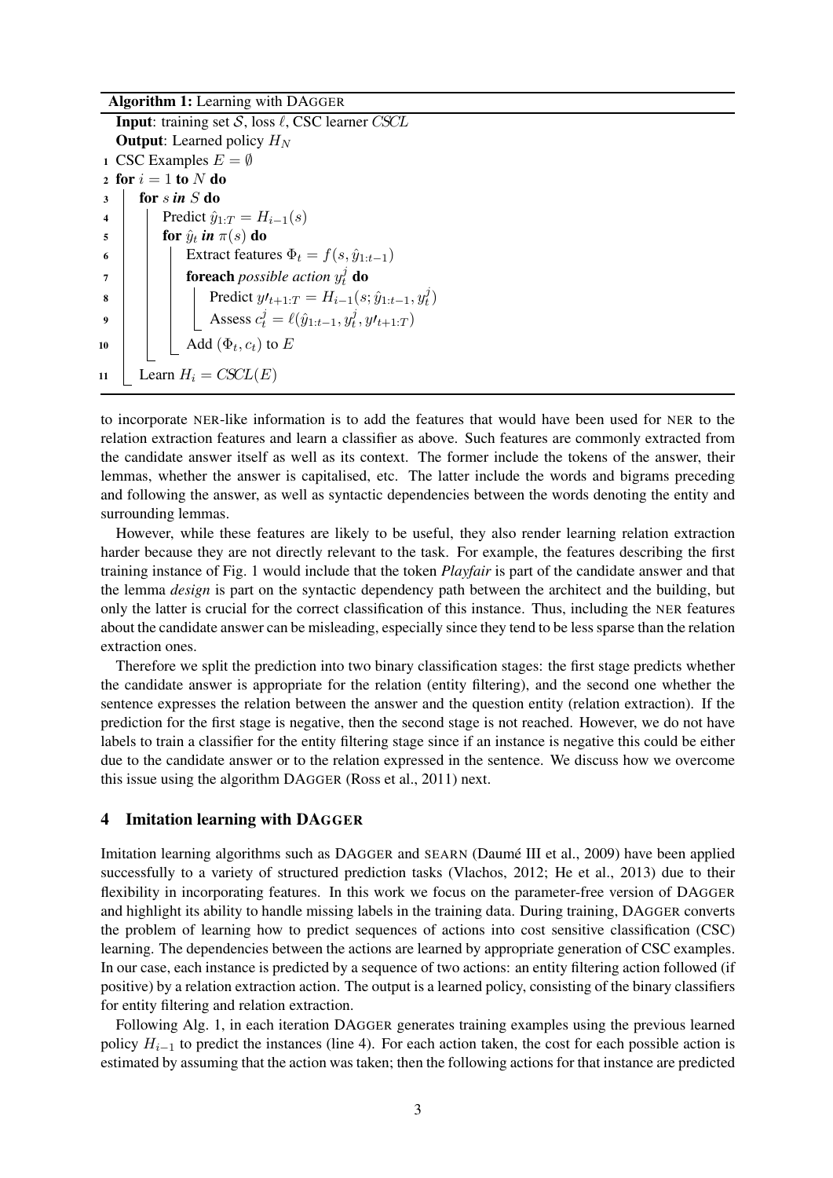**Algorithm 1:** Learning with DAGGER

```
Input: training set S, loss ℓ, CSC learner CSCL
Output: Learned policy H_N
1  CSC Examples E = ∅
2  for i = 1 to N do
3      for s in S do
4          Predict ŷ_{1:T} = H_{i-1}(s)
5          for ŷ_t in π(s) do
6              Extract features Φ_t = f(s, ŷ_{1:t-1})
7              foreach possible action y_t^j do
8                  Predict y'_{t+1:T} = H_{i-1}(s; ŷ_{1:t-1}, y_t^j)
9                  Assess c_t^j = ℓ(ŷ_{1:t-1}, y_t^j, y'_{t+1:T})
10             Add (Φ_t, c_t) to E
11     Learn H_i = CSCL(E)
```

to incorporate NER-like information is to add the features that would have been used for NER to the relation extraction features and learn a classifier as above. Such features are commonly extracted from the candidate answer itself as well as its context. The former include the tokens of the answer, their lemmas, whether the answer is capitalised, etc. The latter include the words and bigrams preceding and following the answer, as well as syntactic dependencies between the words denoting the entity and surrounding lemmas.

However, while these features are likely to be useful, they also render learning relation extraction harder because they are not directly relevant to the task. For example, the features describing the first training instance of Fig. 1 would include that the token *Playfair* is part of the candidate answer and that the lemma *design* is part on the syntactic dependency path between the architect and the building, but only the latter is crucial for the correct classification of this instance. Thus, including the NER features about the candidate answer can be misleading, especially since they tend to be less sparse than the relation extraction ones.

Therefore we split the prediction into two binary classification stages: the first stage predicts whether the candidate answer is appropriate for the relation (entity filtering), and the second one whether the sentence expresses the relation between the answer and the question entity (relation extraction). If the prediction for the first stage is negative, then the second stage is not reached. However, we do not have labels to train a classifier for the entity filtering stage since if an instance is negative this could be either due to the candidate answer or to the relation expressed in the sentence. We discuss how we overcome this issue using the algorithm DAGGER (Ross et al., 2011) next.

## 4 Imitation learning with DAGGER

Imitation learning algorithms such as DAGGER and SEARN (Daumé III et al., 2009) have been applied successfully to a variety of structured prediction tasks (Vlachos, 2012; He et al., 2013) due to their flexibility in incorporating features. In this work we focus on the parameter-free version of DAGGER and highlight its ability to handle missing labels in the training data. During training, DAGGER converts the problem of learning how to predict sequences of actions into cost sensitive classification (CSC) learning. The dependencies between the actions are learned by appropriate generation of CSC examples. In our case, each instance is predicted by a sequence of two actions: an entity filtering action followed (if positive) by a relation extraction action. The output is a learned policy, consisting of the binary classifiers for entity filtering and relation extraction.

Following Alg. 1, in each iteration DAGGER generates training examples using the previous learned policy $H_{i-1}$ to predict the instances (line 4). For each action taken, the cost for each possible action is estimated by assuming that the action was taken; then the following actions for that instance are predicted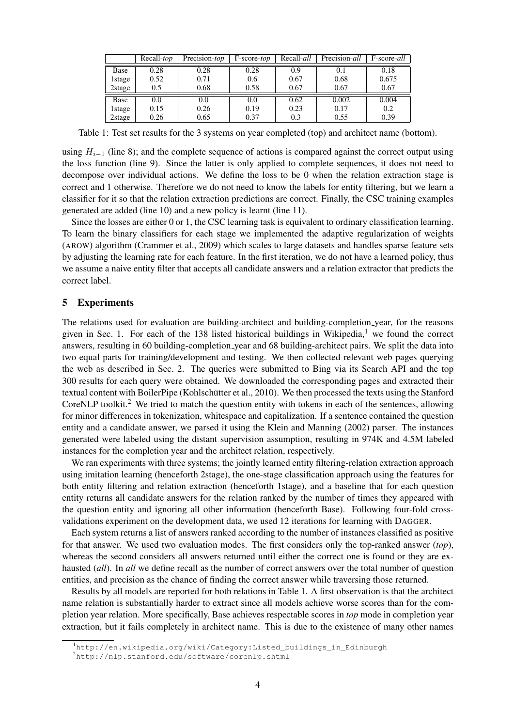|  | Recall-*top* | Precision-*top* | F-score-*top* | Recall-*all* | Precision-*all* | F-score-*all* |
|---|---|---|---|---|---|---|
| Base | 0.28 | 0.28 | 0.28 | 0.9 | 0.1 | 0.18 |
| 1stage | 0.52 | 0.71 | 0.6 | 0.67 | 0.68 | 0.675 |
| 2stage | 0.5 | 0.68 | 0.58 | 0.67 | 0.67 | 0.67 |
| Base | 0.0 | 0.0 | 0.0 | 0.62 | 0.002 | 0.004 |
| 1stage | 0.15 | 0.26 | 0.19 | 0.23 | 0.17 | 0.2 |
| 2stage | 0.26 | 0.65 | 0.37 | 0.3 | 0.55 | 0.39 |

Table 1: Test set results for the 3 systems on year completed (top) and architect name (bottom).

using $H_{i-1}$ (line 8); and the complete sequence of actions is compared against the correct output using the loss function (line 9). Since the latter is only applied to complete sequences, it does not need to decompose over individual actions. We define the loss to be 0 when the relation extraction stage is correct and 1 otherwise. Therefore we do not need to know the labels for entity filtering, but we learn a classifier for it so that the relation extraction predictions are correct. Finally, the CSC training examples generated are added (line 10) and a new policy is learnt (line 11).

Since the losses are either 0 or 1, the CSC learning task is equivalent to ordinary classification learning. To learn the binary classifiers for each stage we implemented the adaptive regularization of weights (AROW) algorithm (Crammer et al., 2009) which scales to large datasets and handles sparse feature sets by adjusting the learning rate for each feature. In the first iteration, we do not have a learned policy, thus we assume a naive entity filter that accepts all candidate answers and a relation extractor that predicts the correct label.

## 5 Experiments

The relations used for evaluation are building-architect and building-completion_year, for the reasons given in Sec. 1. For each of the 138 listed historical buildings in Wikipedia,[1] we found the correct answers, resulting in 60 building-completion_year and 68 building-architect pairs. We split the data into two equal parts for training/development and testing. We then collected relevant web pages querying the web as described in Sec. 2. The queries were submitted to Bing via its Search API and the top 300 results for each query were obtained. We downloaded the corresponding pages and extracted their textual content with BoilerPipe (Kohlschütter et al., 2010). We then processed the texts using the Stanford CoreNLP toolkit.[2] We tried to match the question entity with tokens in each of the sentences, allowing for minor differences in tokenization, whitespace and capitalization. If a sentence contained the question entity and a candidate answer, we parsed it using the Klein and Manning (2002) parser. The instances generated were labeled using the distant supervision assumption, resulting in 974K and 4.5M labeled instances for the completion year and the architect relation, respectively.

We ran experiments with three systems; the jointly learned entity filtering-relation extraction approach using imitation learning (henceforth 2stage), the one-stage classification approach using the features for both entity filtering and relation extraction (henceforth 1stage), and a baseline that for each question entity returns all candidate answers for the relation ranked by the number of times they appeared with the question entity and ignoring all other information (henceforth Base). Following four-fold cross-validations experiment on the development data, we used 12 iterations for learning with DAGGER.

Each system returns a list of answers ranked according to the number of instances classified as positive for that answer. We used two evaluation modes. The first considers only the top-ranked answer (*top*), whereas the second considers all answers returned until either the correct one is found or they are exhausted (*all*). In *all* we define recall as the number of correct answers over the total number of question entities, and precision as the chance of finding the correct answer while traversing those returned.

Results by all models are reported for both relations in Table 1. A first observation is that the architect name relation is substantially harder to extract since all models achieve worse scores than for the completion year relation. More specifically, Base achieves respectable scores in *top* mode in completion year extraction, but it fails completely in architect name. This is due to the existence of many other names

[1] http://en.wikipedia.org/wiki/Category:Listed_buildings_in_Edinburgh

[2] http://nlp.stanford.edu/software/corenlp.shtml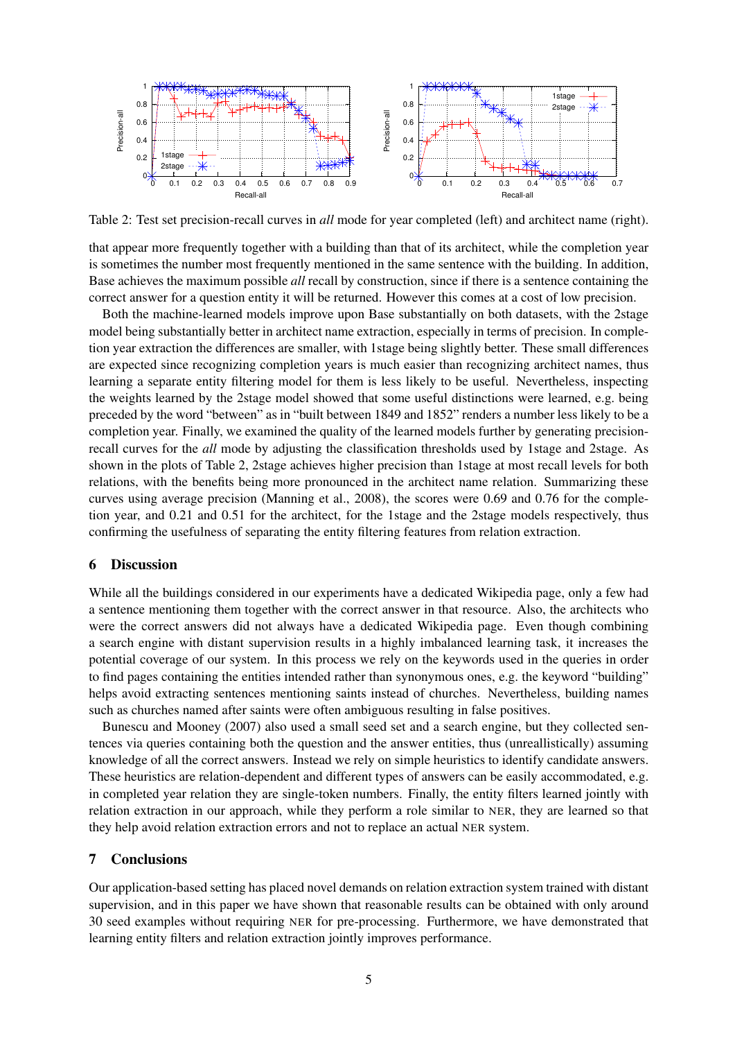Table 2: Test set precision-recall curves in *all* mode for year completed (left) and architect name (right).

that appear more frequently together with a building than that of its architect, while the completion year is sometimes the number most frequently mentioned in the same sentence with the building. In addition, Base achieves the maximum possible *all* recall by construction, since if there is a sentence containing the correct answer for a question entity it will be returned. However this comes at a cost of low precision.

Both the machine-learned models improve upon Base substantially on both datasets, with the 2stage model being substantially better in architect name extraction, especially in terms of precision. In completion year extraction the differences are smaller, with 1stage being slightly better. These small differences are expected since recognizing completion years is much easier than recognizing architect names, thus learning a separate entity filtering model for them is less likely to be useful. Nevertheless, inspecting the weights learned by the 2stage model showed that some useful distinctions were learned, e.g. being preceded by the word "between" as in "built between 1849 and 1852" renders a number less likely to be a completion year. Finally, we examined the quality of the learned models further by generating precision-recall curves for the *all* mode by adjusting the classification thresholds used by 1stage and 2stage. As shown in the plots of Table 2, 2stage achieves higher precision than 1stage at most recall levels for both relations, with the benefits being more pronounced in the architect name relation. Summarizing these curves using average precision (Manning et al., 2008), the scores were 0.69 and 0.76 for the completion year, and 0.21 and 0.51 for the architect, for the 1stage and the 2stage models respectively, thus confirming the usefulness of separating the entity filtering features from relation extraction.

## 6 Discussion

While all the buildings considered in our experiments have a dedicated Wikipedia page, only a few had a sentence mentioning them together with the correct answer in that resource. Also, the architects who were the correct answers did not always have a dedicated Wikipedia page. Even though combining a search engine with distant supervision results in a highly imbalanced learning task, it increases the potential coverage of our system. In this process we rely on the keywords used in the queries in order to find pages containing the entities intended rather than synonymous ones, e.g. the keyword "building" helps avoid extracting sentences mentioning saints instead of churches. Nevertheless, building names such as churches named after saints were often ambiguous resulting in false positives.

Bunescu and Mooney (2007) also used a small seed set and a search engine, but they collected sentences via queries containing both the question and the answer entities, thus (unreallistically) assuming knowledge of all the correct answers. Instead we rely on simple heuristics to identify candidate answers. These heuristics are relation-dependent and different types of answers can be easily accommodated, e.g. in completed year relation they are single-token numbers. Finally, the entity filters learned jointly with relation extraction in our approach, while they perform a role similar to NER, they are learned so that they help avoid relation extraction errors and not to replace an actual NER system.

## 7 Conclusions

Our application-based setting has placed novel demands on relation extraction system trained with distant supervision, and in this paper we have shown that reasonable results can be obtained with only around 30 seed examples without requiring NER for pre-processing. Furthermore, we have demonstrated that learning entity filters and relation extraction jointly improves performance.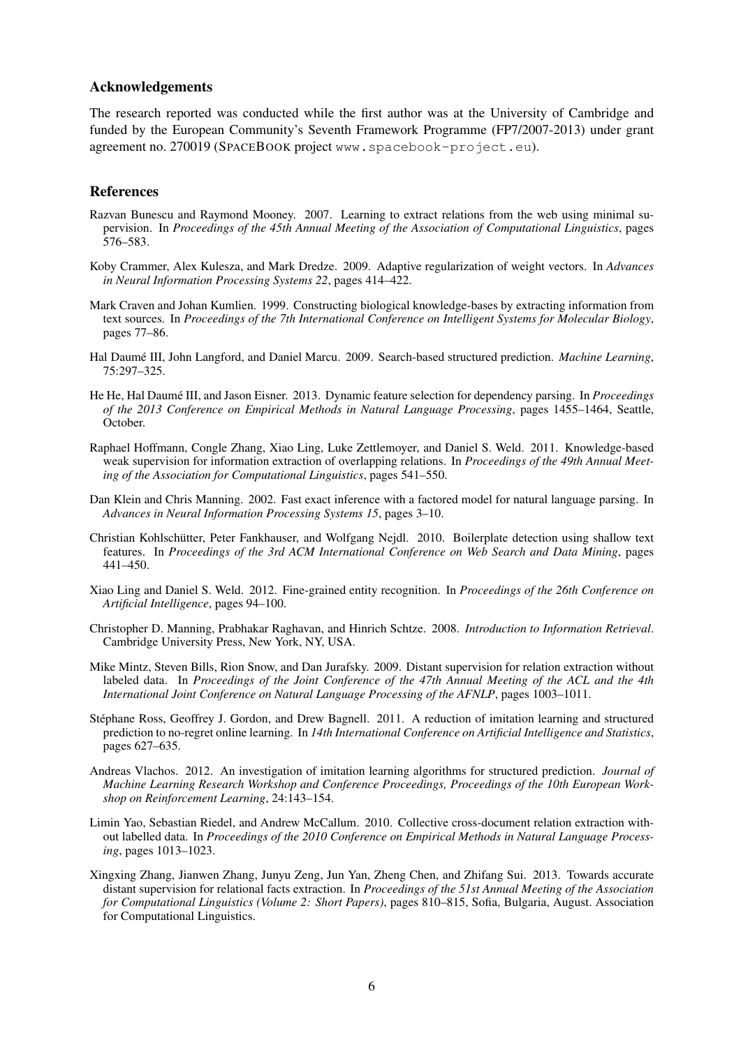## Acknowledgements

The research reported was conducted while the first author was at the University of Cambridge and funded by the European Community's Seventh Framework Programme (FP7/2007-2013) under grant agreement no. 270019 (SPACEBOOK project `www.spacebook-project.eu`).

## References

Razvan Bunescu and Raymond Mooney. 2007. Learning to extract relations from the web using minimal supervision. In *Proceedings of the 45th Annual Meeting of the Association of Computational Linguistics*, pages 576–583.

Koby Crammer, Alex Kulesza, and Mark Dredze. 2009. Adaptive regularization of weight vectors. In *Advances in Neural Information Processing Systems 22*, pages 414–422.

Mark Craven and Johan Kumlien. 1999. Constructing biological knowledge-bases by extracting information from text sources. In *Proceedings of the 7th International Conference on Intelligent Systems for Molecular Biology*, pages 77–86.

Hal Daumé III, John Langford, and Daniel Marcu. 2009. Search-based structured prediction. *Machine Learning*, 75:297–325.

He He, Hal Daumé III, and Jason Eisner. 2013. Dynamic feature selection for dependency parsing. In *Proceedings of the 2013 Conference on Empirical Methods in Natural Language Processing*, pages 1455–1464, Seattle, October.

Raphael Hoffmann, Congle Zhang, Xiao Ling, Luke Zettlemoyer, and Daniel S. Weld. 2011. Knowledge-based weak supervision for information extraction of overlapping relations. In *Proceedings of the 49th Annual Meeting of the Association for Computational Linguistics*, pages 541–550.

Dan Klein and Chris Manning. 2002. Fast exact inference with a factored model for natural language parsing. In *Advances in Neural Information Processing Systems 15*, pages 3–10.

Christian Kohlschütter, Peter Fankhauser, and Wolfgang Nejdl. 2010. Boilerplate detection using shallow text features. In *Proceedings of the 3rd ACM International Conference on Web Search and Data Mining*, pages 441–450.

Xiao Ling and Daniel S. Weld. 2012. Fine-grained entity recognition. In *Proceedings of the 26th Conference on Artificial Intelligence*, pages 94–100.

Christopher D. Manning, Prabhakar Raghavan, and Hinrich Schtze. 2008. *Introduction to Information Retrieval*. Cambridge University Press, New York, NY, USA.

Mike Mintz, Steven Bills, Rion Snow, and Dan Jurafsky. 2009. Distant supervision for relation extraction without labeled data. In *Proceedings of the Joint Conference of the 47th Annual Meeting of the ACL and the 4th International Joint Conference on Natural Language Processing of the AFNLP*, pages 1003–1011.

Stéphane Ross, Geoffrey J. Gordon, and Drew Bagnell. 2011. A reduction of imitation learning and structured prediction to no-regret online learning. In *14th International Conference on Artificial Intelligence and Statistics*, pages 627–635.

Andreas Vlachos. 2012. An investigation of imitation learning algorithms for structured prediction. *Journal of Machine Learning Research Workshop and Conference Proceedings, Proceedings of the 10th European Workshop on Reinforcement Learning*, 24:143–154.

Limin Yao, Sebastian Riedel, and Andrew McCallum. 2010. Collective cross-document relation extraction without labelled data. In *Proceedings of the 2010 Conference on Empirical Methods in Natural Language Processing*, pages 1013–1023.

Xingxing Zhang, Jianwen Zhang, Junyu Zeng, Jun Yan, Zheng Chen, and Zhifang Sui. 2013. Towards accurate distant supervision for relational facts extraction. In *Proceedings of the 51st Annual Meeting of the Association for Computational Linguistics (Volume 2: Short Papers)*, pages 810–815, Sofia, Bulgaria, August. Association for Computational Linguistics.